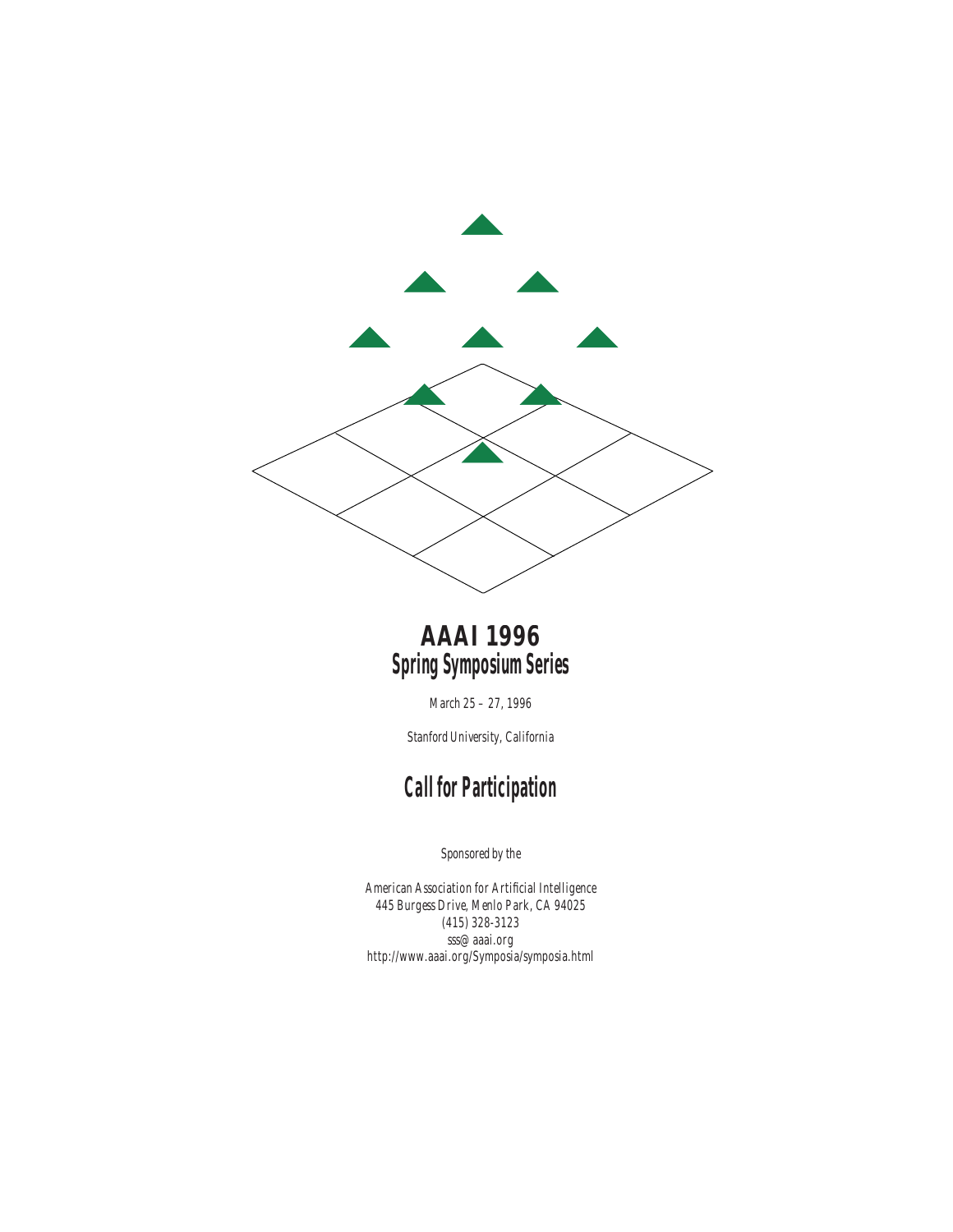# AAAI 1996

## Spring Symposium Series

*March 25 – 27, 1996*

*Stanford University, California*

## Call for Participation

*Sponsored by the*

*American Association for Artificial Intelligence*
*445 Burgess Drive, Menlo Park, CA 94025*
*(415) 328-3123*
*sss@aaai.org*
*http://www.aaai.org/Symposia/symposia.html*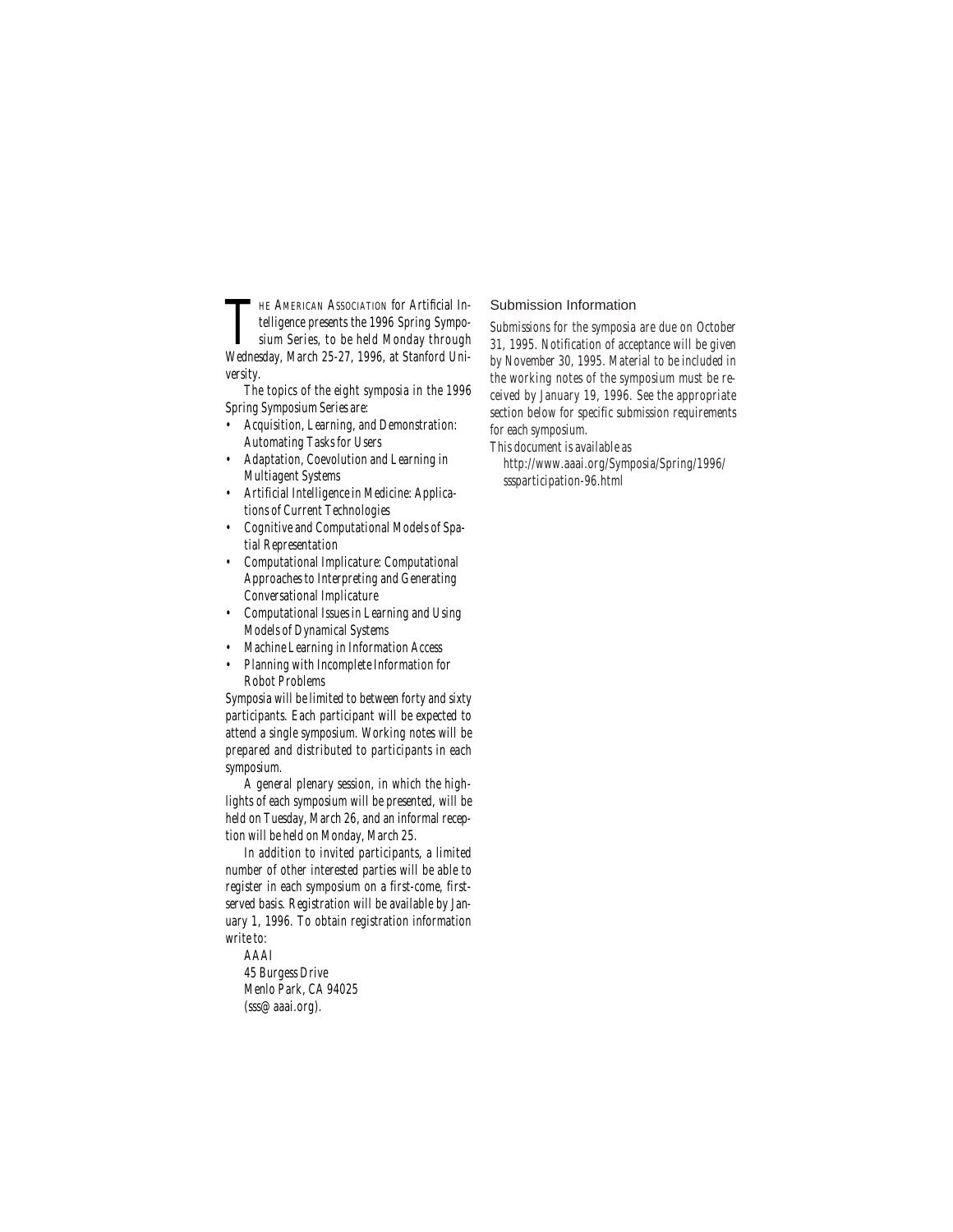THE AMERICAN ASSOCIATION for Artificial Intelligence presents the 1996 Spring Symposium Series, to be held Monday through Wednesday, March 25-27, 1996, at Stanford University.

The topics of the eight symposia in the 1996 Spring Symposium Series are:

- Acquisition, Learning, and Demonstration: Automating Tasks for Users
- Adaptation, Coevolution and Learning in Multiagent Systems
- Artificial Intelligence in Medicine: Applications of Current Technologies
- Cognitive and Computational Models of Spatial Representation
- Computational Implicature: Computational Approaches to Interpreting and Generating Conversational Implicature
- Computational Issues in Learning and Using Models of Dynamical Systems
- Machine Learning in Information Access
- Planning with Incomplete Information for Robot Problems

Symposia will be limited to between forty and sixty participants. Each participant will be expected to attend a single symposium. Working notes will be prepared and distributed to participants in each symposium.

A general plenary session, in which the highlights of each symposium will be presented, will be held on Tuesday, March 26, and an informal reception will be held on Monday, March 25.

In addition to invited participants, a limited number of other interested parties will be able to register in each symposium on a first-come, first-served basis. Registration will be available by January 1, 1996. To obtain registration information write to:

AAAI  
45 Burgess Drive  
Menlo Park, CA 94025  
(sss@aaai.org).

## Submission Information

Submissions for the symposia are due on October 31, 1995. Notification of acceptance will be given by November 30, 1995. Material to be included in the working notes of the symposium must be received by January 19, 1996. See the appropriate section below for specific submission requirements for each symposium.

This document is available as  
http://www.aaai.org/Symposia/Spring/1996/sssparticipation-96.html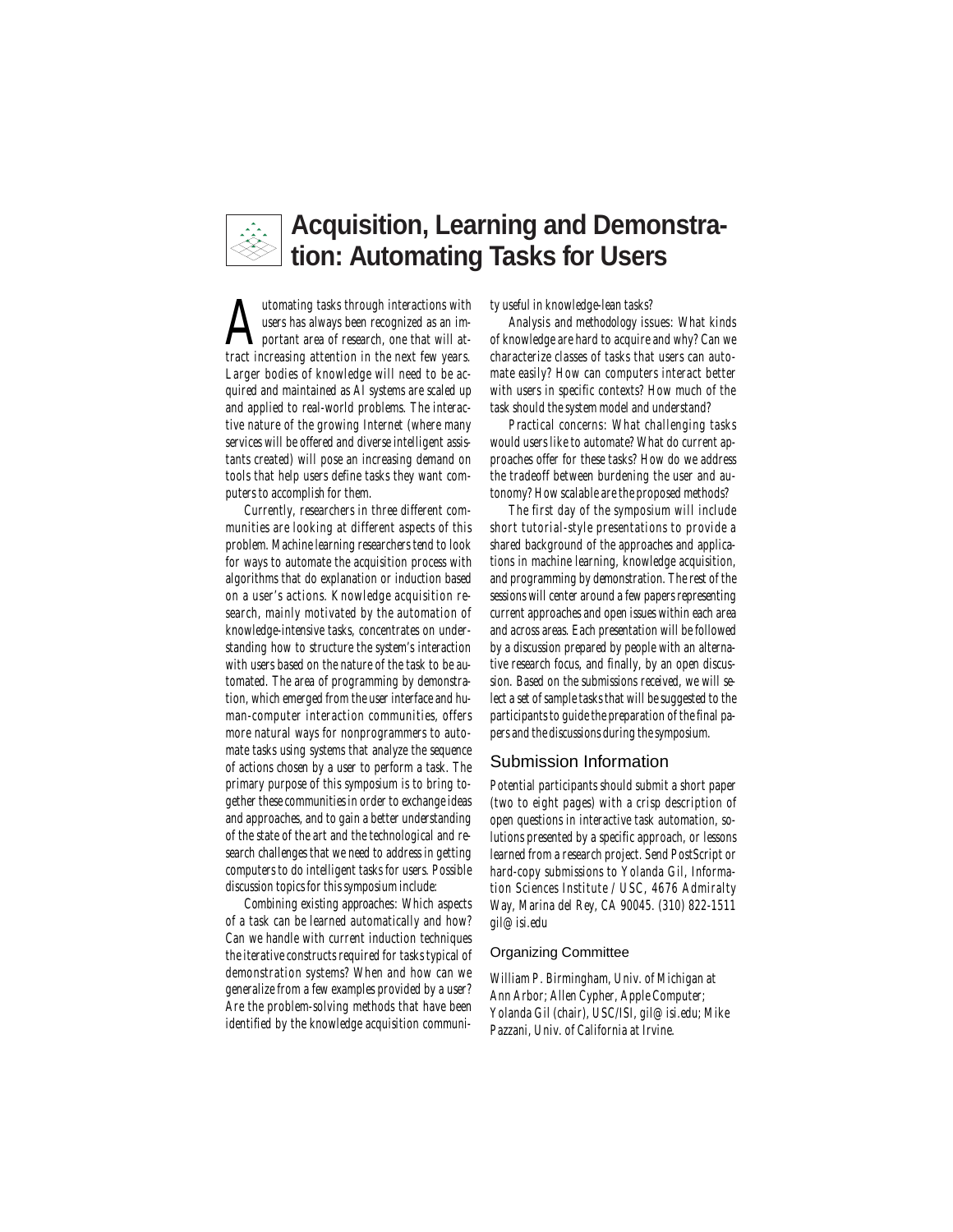# Acquisition, Learning and Demonstration: Automating Tasks for Users

Automating tasks through interactions with users has always been recognized as an important area of research, one that will attract increasing attention in the next few years. Larger bodies of knowledge will need to be acquired and maintained as AI systems are scaled up and applied to real-world problems. The interactive nature of the growing Internet (where many services will be offered and diverse intelligent assistants created) will pose an increasing demand on tools that help users define tasks they want computers to accomplish for them.

Currently, researchers in three different communities are looking at different aspects of this problem. Machine learning researchers tend to look for ways to automate the acquisition process with algorithms that do explanation or induction based on a user's actions. Knowledge acquisition research, mainly motivated by the automation of knowledge-intensive tasks, concentrates on understanding how to structure the system's interaction with users based on the nature of the task to be automated. The area of programming by demonstration, which emerged from the user interface and human-computer interaction communities, offers more natural ways for nonprogrammers to automate tasks using systems that analyze the sequence of actions chosen by a user to perform a task. The primary purpose of this symposium is to bring together these communities in order to exchange ideas and approaches, and to gain a better understanding of the state of the art and the technological and research challenges that we need to address in getting computers to do intelligent tasks for users. Possible discussion topics for this symposium include:

Combining existing approaches: Which aspects of a task can be learned automatically and how? Can we handle with current induction techniques the iterative constructs required for tasks typical of demonstration systems? When and how can we generalize from a few examples provided by a user? Are the problem-solving methods that have been identified by the knowledge acquisition community useful in knowledge-lean tasks?

Analysis and methodology issues: What kinds of knowledge are hard to acquire and why? Can we characterize classes of tasks that users can automate easily? How can computers interact better with users in specific contexts? How much of the task should the system model and understand?

Practical concerns: What challenging tasks would users like to automate? What do current approaches offer for these tasks? How do we address the tradeoff between burdening the user and autonomy? How scalable are the proposed methods?

The first day of the symposium will include short tutorial-style presentations to provide a shared background of the approaches and applications in machine learning, knowledge acquisition, and programming by demonstration. The rest of the sessions will center around a few papers representing current approaches and open issues within each area and across areas. Each presentation will be followed by a discussion prepared by people with an alternative research focus, and finally, by an open discussion. Based on the submissions received, we will select a set of sample tasks that will be suggested to the participants to guide the preparation of the final papers and the discussions during the symposium.

## Submission Information

Potential participants should submit a short paper (two to eight pages) with a crisp description of open questions in interactive task automation, solutions presented by a specific approach, or lessons learned from a research project. Send PostScript or hard-copy submissions to Yolanda Gil, Information Sciences Institute / USC, 4676 Admiralty Way, Marina del Rey, CA 90045. (310) 822-1511 gil@isi.edu

### Organizing Committee

William P. Birmingham, Univ. of Michigan at Ann Arbor; Allen Cypher, Apple Computer; Yolanda Gil (chair), USC/ISI, gil@isi.edu; Mike Pazzani, Univ. of California at Irvine.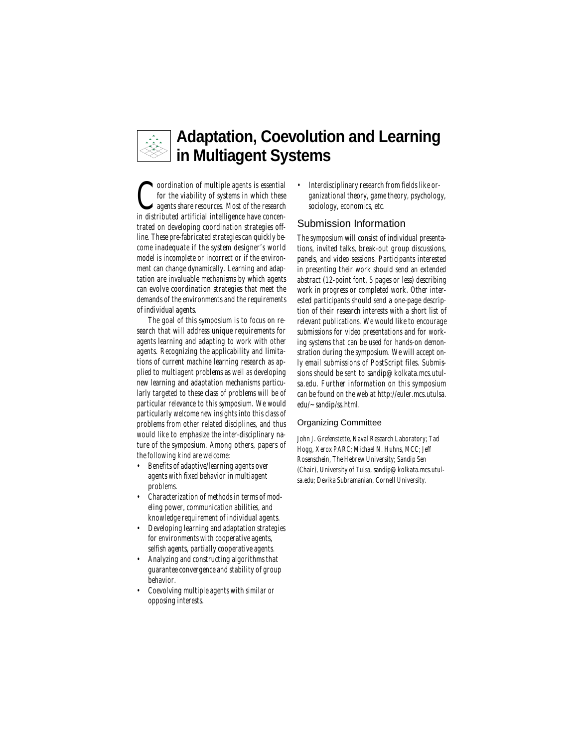# Adaptation, Coevolution and Learning in Multiagent Systems

Coordination of multiple agents is essential for the viability of systems in which these agents share resources. Most of the research in distributed artificial intelligence have concentrated on developing coordination strategies off-line. These pre-fabricated strategies can quickly become inadequate if the system designer's world model is incomplete or incorrect or if the environment can change dynamically. Learning and adaptation are invaluable mechanisms by which agents can evolve coordination strategies that meet the demands of the environments and the requirements of individual agents.

The goal of this symposium is to focus on research that will address unique requirements for agents learning and adapting to work with other agents. Recognizing the applicability and limitations of current machine learning research as applied to multiagent problems as well as developing new learning and adaptation mechanisms particularly targeted to these class of problems will be of particular relevance to this symposium. We would particularly welcome new insights into this class of problems from other related disciplines, and thus would like to emphasize the inter-disciplinary nature of the symposium. Among others, papers of the following kind are welcome:

- Benefits of adaptive/learning agents over agents with fixed behavior in multiagent problems.
- Characterization of methods in terms of modeling power, communication abilities, and knowledge requirement of individual agents.
- Developing learning and adaptation strategies for environments with cooperative agents, selfish agents, partially cooperative agents.
- Analyzing and constructing algorithms that guarantee convergence and stability of group behavior.
- Coevolving multiple agents with similar or opposing interests.
- Interdisciplinary research from fields like organizational theory, game theory, psychology, sociology, economics, etc.

## Submission Information

The symposium will consist of individual presentations, invited talks, break-out group discussions, panels, and video sessions. Participants interested in presenting their work should send an extended abstract (12-point font, 5 pages or less) describing work in progress or completed work. Other interested participants should send a one-page description of their research interests with a short list of relevant publications. We would like to encourage submissions for video presentations and for working systems that can be used for hands-on demonstration during the symposium. We will accept only email submissions of PostScript files. Submissions should be sent to sandip@kolkata.mcs.utulsa.edu. Further information on this symposium can be found on the web at http://euler.mcs.utulsa.edu/~sandip/ss.html.

### Organizing Committee

John J. Grefenstette, Naval Research Laboratory; Tad Hogg, Xerox PARC; Michael N. Huhns, MCC; Jeff Rosenschein, The Hebrew University; Sandip Sen (Chair), University of Tulsa, sandip@kolkata.mcs.utulsa.edu; Devika Subramanian, Cornell University.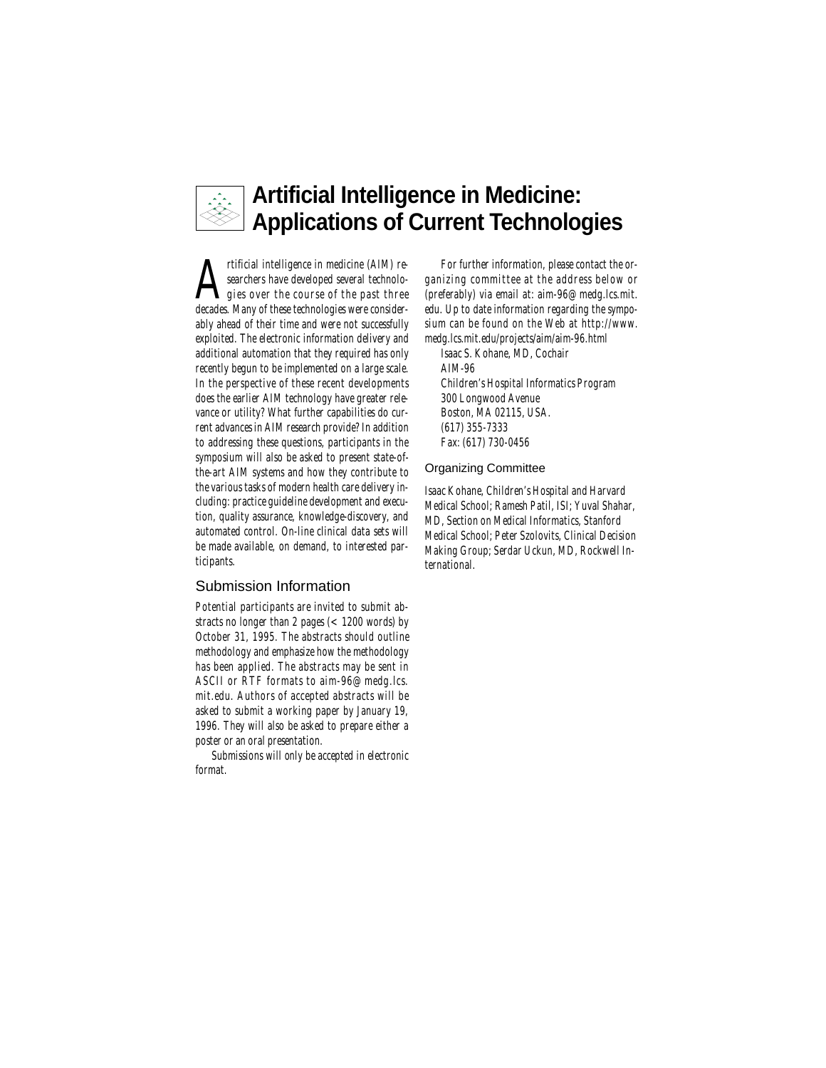# Artificial Intelligence in Medicine: Applications of Current Technologies

Artificial intelligence in medicine (AIM) researchers have developed several technologies over the course of the past three decades. Many of these technologies were considerably ahead of their time and were not successfully exploited. The electronic information delivery and additional automation that they required has only recently begun to be implemented on a large scale. In the perspective of these recent developments does the earlier AIM technology have greater relevance or utility? What further capabilities do current advances in AIM research provide? In addition to addressing these questions, participants in the symposium will also be asked to present state-of-the-art AIM systems and how they contribute to the various tasks of modern health care delivery including: practice guideline development and execution, quality assurance, knowledge-discovery, and automated control. On-line clinical data sets will be made available, on demand, to interested participants.

## Submission Information

Potential participants are invited to submit abstracts no longer than 2 pages (< 1200 words) by October 31, 1995. The abstracts should outline methodology and emphasize how the methodology has been applied. The abstracts may be sent in ASCII or RTF formats to aim-96@medg.lcs.mit.edu. Authors of accepted abstracts will be asked to submit a working paper by January 19, 1996. They will also be asked to prepare either a poster or an oral presentation.

Submissions will only be accepted in electronic format.

For further information, please contact the organizing committee at the address below or (preferably) via email at: aim-96@medg.lcs.mit.edu. Up to date information regarding the symposium can be found on the Web at http://www.medg.lcs.mit.edu/projects/aim/aim-96.html

Isaac S. Kohane, MD, Cochair  
AIM-96  
Children's Hospital Informatics Program  
300 Longwood Avenue  
Boston, MA 02115, USA.  
(617) 355-7333  
Fax: (617) 730-0456

## Organizing Committee

Isaac Kohane, Children's Hospital and Harvard Medical School; Ramesh Patil, ISI; Yuval Shahar, MD, Section on Medical Informatics, Stanford Medical School; Peter Szolovits, Clinical Decision Making Group; Serdar Uckun, MD, Rockwell International.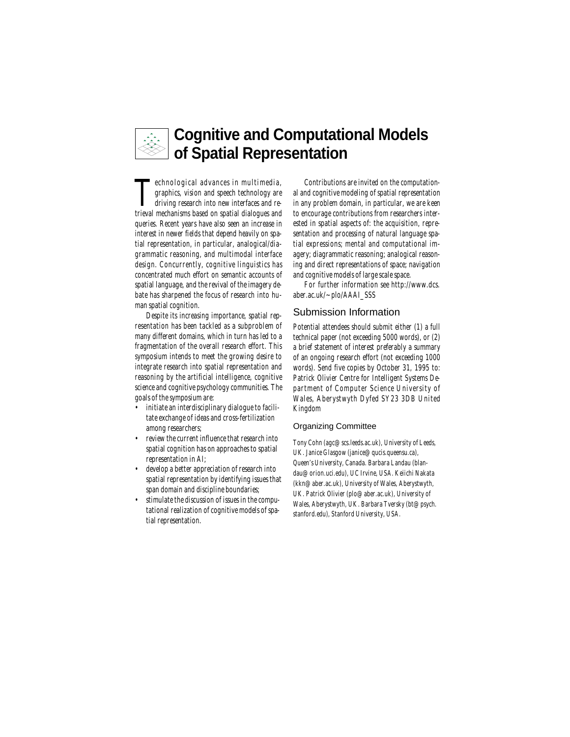# Cognitive and Computational Models of Spatial Representation

Technological advances in multimedia, graphics, vision and speech technology are driving research into new interfaces and retrieval mechanisms based on spatial dialogues and queries. Recent years have also seen an increase in interest in newer fields that depend heavily on spatial representation, in particular, analogical/diagrammatic reasoning, and multimodal interface design. Concurrently, cognitive linguistics has concentrated much effort on semantic accounts of spatial language, and the revival of the imagery debate has sharpened the focus of research into human spatial cognition.

Despite its increasing importance, spatial representation has been tackled as a subproblem of many different domains, which in turn has led to a fragmentation of the overall research effort. This symposium intends to meet the growing desire to integrate research into spatial representation and reasoning by the artificial intelligence, cognitive science and cognitive psychology communities. The goals of the symposium are:

- initiate an interdisciplinary dialogue to facilitate exchange of ideas and cross-fertilization among researchers;
- review the current influence that research into spatial cognition has on approaches to spatial representation in AI;
- develop a better appreciation of research into spatial representation by identifying issues that span domain and discipline boundaries;
- stimulate the discussion of issues in the computational realization of cognitive models of spatial representation.

Contributions are invited on the computational and cognitive modeling of spatial representation in any problem domain, in particular, we are keen to encourage contributions from researchers interested in spatial aspects of: the acquisition, representation and processing of natural language spatial expressions; mental and computational imagery; diagrammatic reasoning; analogical reasoning and direct representations of space; navigation and cognitive models of large scale space.

For further information see http://www.dcs.aber.ac.uk/~plo/AAAI_SSS

## Submission Information

Potential attendees should submit either (1) a full technical paper (not exceeding 5000 words), or (2) a brief statement of interest preferably a summary of an ongoing research effort (not exceeding 1000 words). Send five copies by October 31, 1995 to: Patrick Olivier Centre for Intelligent Systems Department of Computer Science University of Wales, Aberystwyth Dyfed SY23 3DB United Kingdom

### Organizing Committee

Tony Cohn (agc@scs.leeds.ac.uk), University of Leeds, UK. Janice Glasgow (janice@qucis.queensu.ca), Queen's University, Canada. Barbara Landau (blandau@orion.uci.edu), UC Irvine, USA. Keiichi Nakata (kkn@aber.ac.uk), University of Wales, Aberystwyth, UK. Patrick Olivier (plo@aber.ac.uk), University of Wales, Aberystwyth, UK. Barbara Tversky (bt@psych.stanford.edu), Stanford University, USA.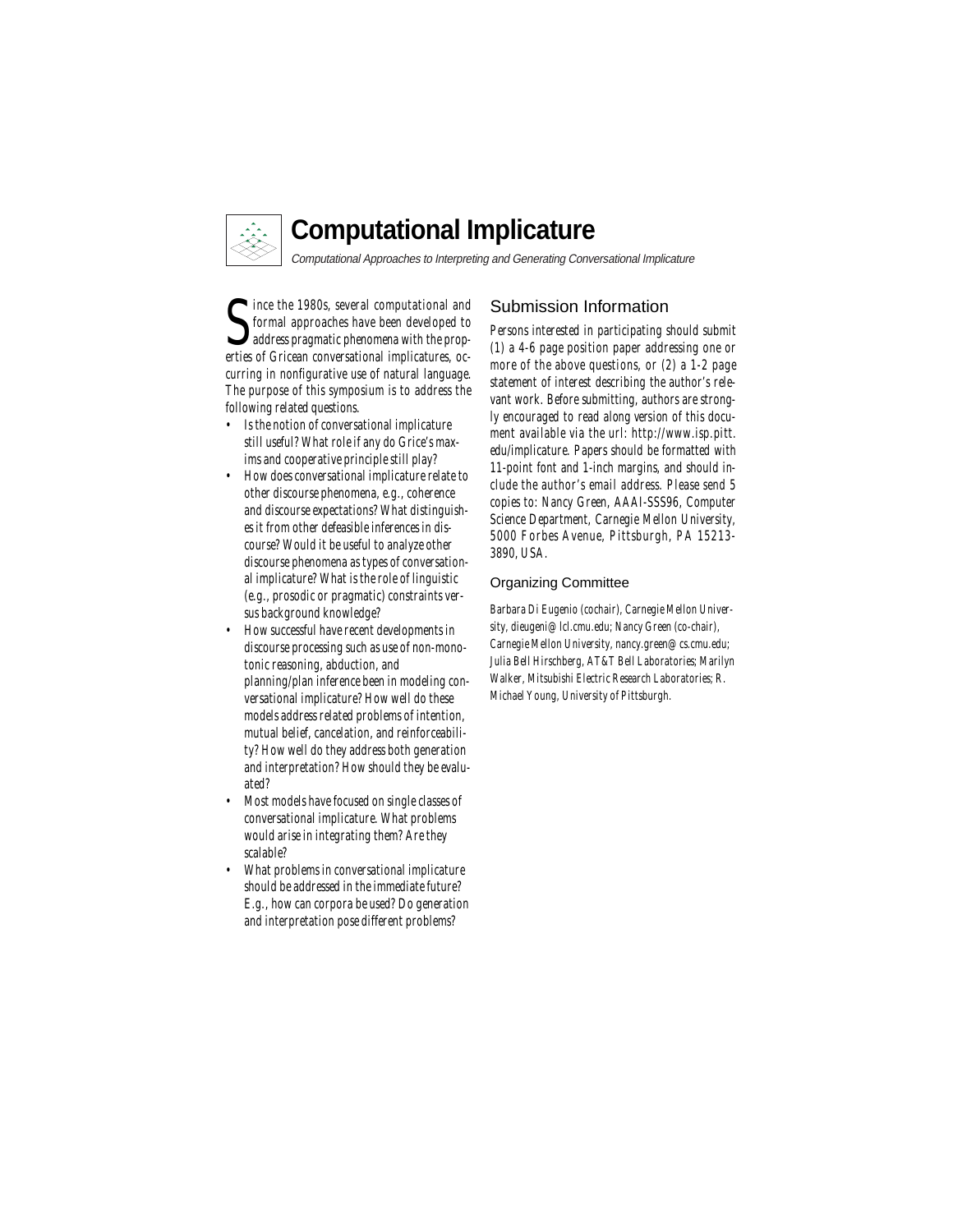# Computational Implicature

*Computational Approaches to Interpreting and Generating Conversational Implicature*

Since the 1980s, several computational and formal approaches have been developed to address pragmatic phenomena with the properties of Gricean conversational implicatures, occurring in nonfigurative use of natural language. The purpose of this symposium is to address the following related questions.

- Is the notion of conversational implicature still useful? What role if any do Grice's maxims and cooperative principle still play?
- How does conversational implicature relate to other discourse phenomena, e.g., coherence and discourse expectations? What distinguishes it from other defeasible inferences in discourse? Would it be useful to analyze other discourse phenomena as types of conversational implicature? What is the role of linguistic (e.g., prosodic or pragmatic) constraints versus background knowledge?
- How successful have recent developments in discourse processing such as use of non-monotonic reasoning, abduction, and planning/plan inference been in modeling conversational implicature? How well do these models address related problems of intention, mutual belief, cancelation, and reinforceability? How well do they address both generation and interpretation? How should they be evaluated?
- Most models have focused on single classes of conversational implicature. What problems would arise in integrating them? Are they scalable?
- What problems in conversational implicature should be addressed in the immediate future? E.g., how can corpora be used? Do generation and interpretation pose different problems?

## Submission Information

Persons interested in participating should submit (1) a 4-6 page position paper addressing one or more of the above questions, or (2) a 1-2 page statement of interest describing the author's relevant work. Before submitting, authors are strongly encouraged to read along version of this document available via the url: http://www.isp.pitt.edu/implicature. Papers should be formatted with 11-point font and 1-inch margins, and should include the author's email address. Please send 5 copies to: Nancy Green, AAAI-SSS96, Computer Science Department, Carnegie Mellon University, 5000 Forbes Avenue, Pittsburgh, PA 15213-3890, USA.

### Organizing Committee

Barbara Di Eugenio (cochair), Carnegie Mellon University, dieugeni@lcl.cmu.edu; Nancy Green (co-chair), Carnegie Mellon University, nancy.green@cs.cmu.edu; Julia Bell Hirschberg, AT&T Bell Laboratories; Marilyn Walker, Mitsubishi Electric Research Laboratories; R. Michael Young, University of Pittsburgh.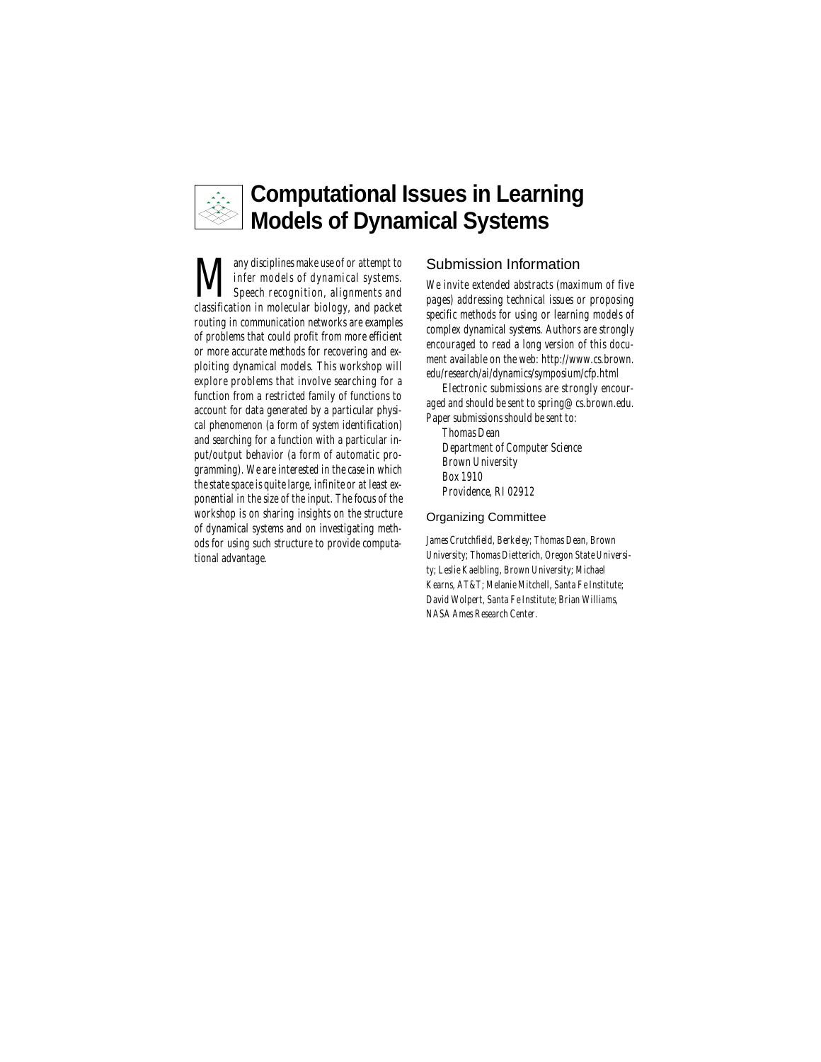# Computational Issues in Learning Models of Dynamical Systems

Many disciplines make use of or attempt to infer models of dynamical systems. Speech recognition, alignments and classification in molecular biology, and packet routing in communication networks are examples of problems that could profit from more efficient or more accurate methods for recovering and exploiting dynamical models. This workshop will explore problems that involve searching for a function from a restricted family of functions to account for data generated by a particular physical phenomenon (a form of system identification) and searching for a function with a particular input/output behavior (a form of automatic programming). We are interested in the case in which the state space is quite large, infinite or at least exponential in the size of the input. The focus of the workshop is on sharing insights on the structure of dynamical systems and on investigating methods for using such structure to provide computational advantage.

## Submission Information

We invite extended abstracts (maximum of five pages) addressing technical issues or proposing specific methods for using or learning models of complex dynamical systems. Authors are strongly encouraged to read a long version of this document available on the web: http://www.cs.brown.edu/research/ai/dynamics/symposium/cfp.html

Electronic submissions are strongly encouraged and should be sent to spring@cs.brown.edu. Paper submissions should be sent to:

Thomas Dean
Department of Computer Science
Brown University
Box 1910
Providence, RI 02912

### Organizing Committee

James Crutchfield, Berkeley; Thomas Dean, Brown University; Thomas Dietterich, Oregon State University; Leslie Kaelbling, Brown University; Michael Kearns, AT&T; Melanie Mitchell, Santa Fe Institute; David Wolpert, Santa Fe Institute; Brian Williams, NASA Ames Research Center.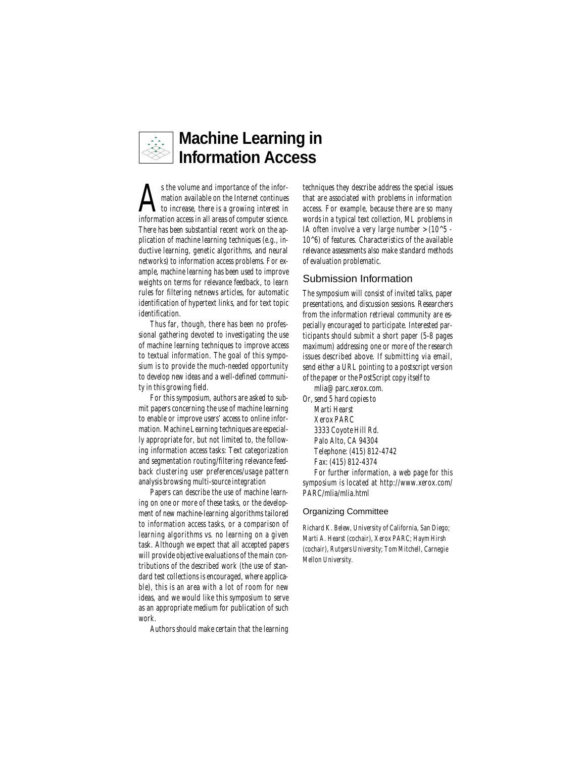# Machine Learning in Information Access

As the volume and importance of the information available on the Internet continues to increase, there is a growing interest in information access in all areas of computer science. There has been substantial recent work on the application of machine learning techniques (e.g., inductive learning, genetic algorithms, and neural networks) to information access problems. For example, machine learning has been used to improve weights on terms for relevance feedback, to learn rules for filtering netnews articles, for automatic identification of hypertext links, and for text topic identification.

Thus far, though, there has been no professional gathering devoted to investigating the use of machine learning techniques to improve access to textual information. The goal of this symposium is to provide the much-needed opportunity to develop new ideas and a well-defined community in this growing field.

For this symposium, authors are asked to submit papers concerning the use of machine learning to enable or improve users' access to online information. Machine Learning techniques are especially appropriate for, but not limited to, the following information access tasks: Text categorization and segmentation routing/filtering relevance feedback clustering user preferences/usage pattern analysis browsing multi-source integration

Papers can describe the use of machine learning on one or more of these tasks, or the development of new machine-learning algorithms tailored to information access tasks, or a comparison of learning algorithms vs. no learning on a given task. Although we expect that all accepted papers will provide objective evaluations of the main contributions of the described work (the use of standard test collections is encouraged, where applicable), this is an area with a lot of room for new ideas, and we would like this symposium to serve as an appropriate medium for publication of such work.

Authors should make certain that the learning techniques they describe address the special issues that are associated with problems in information access. For example, because there are so many words in a typical text collection, ML problems in IA often involve a very large number > (10^5 - 10^6) of features. Characteristics of the available relevance assessments also make standard methods of evaluation problematic.

## Submission Information

The symposium will consist of invited talks, paper presentations, and discussion sessions. Researchers from the information retrieval community are especially encouraged to participate. Interested participants should submit a short paper (5-8 pages maximum) addressing one or more of the research issues described above. If submitting via email, send either a URL pointing to a postscript version of the paper or the PostScript copy itself to

mlia@parc.xerox.com.

Or, send 5 hard copies to

Marti Hearst
Xerox PARC
3333 Coyote Hill Rd.
Palo Alto, CA 94304
Telephone: (415) 812-4742
Fax: (415) 812-4374

For further information, a web page for this symposium is located at http://www.xerox.com/PARC/mlia/mlia.html

### Organizing Committee

Richard K. Belew, University of California, San Diego; Marti A. Hearst (cochair), Xerox PARC; Haym Hirsh (cochair), Rutgers University; Tom Mitchell, Carnegie Mellon University.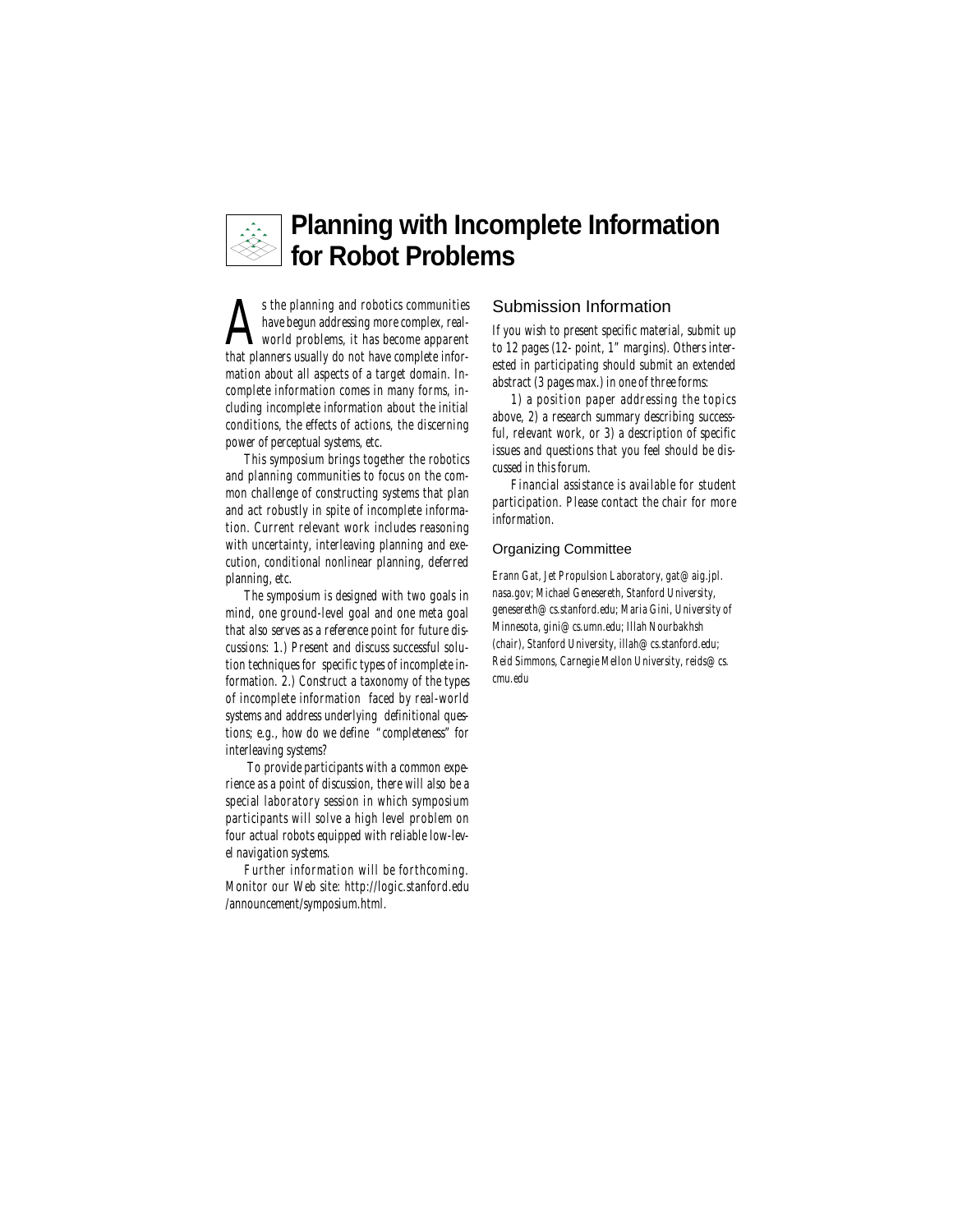# Planning with Incomplete Information for Robot Problems

As the planning and robotics communities have begun addressing more complex, real-world problems, it has become apparent that planners usually do not have complete information about all aspects of a target domain. Incomplete information comes in many forms, including incomplete information about the initial conditions, the effects of actions, the discerning power of perceptual systems, etc.

This symposium brings together the robotics and planning communities to focus on the common challenge of constructing systems that plan and act robustly in spite of incomplete information. Current relevant work includes reasoning with uncertainty, interleaving planning and execution, conditional nonlinear planning, deferred planning, etc.

The symposium is designed with two goals in mind, one ground-level goal and one meta goal that also serves as a reference point for future discussions: 1.) Present and discuss successful solution techniques for specific types of incomplete information. 2.) Construct a taxonomy of the types of incomplete information faced by real-world systems and address underlying definitional questions; e.g., how do we define "completeness" for interleaving systems?

To provide participants with a common experience as a point of discussion, there will also be a special laboratory session in which symposium participants will solve a high level problem on four actual robots equipped with reliable low-level navigation systems.

Further information will be forthcoming. Monitor our Web site: http://logic.stanford.edu/announcement/symposium.html.

## Submission Information

If you wish to present specific material, submit up to 12 pages (12- point, 1" margins). Others interested in participating should submit an extended abstract (3 pages max.) in one of three forms:

1) a position paper addressing the topics above, 2) a research summary describing successful, relevant work, or 3) a description of specific issues and questions that you feel should be discussed in this forum.

Financial assistance is available for student participation. Please contact the chair for more information.

### Organizing Committee

Erann Gat, Jet Propulsion Laboratory, gat@aig.jpl.nasa.gov; Michael Genesereth, Stanford University, genesereth@cs.stanford.edu; Maria Gini, University of Minnesota, gini@cs.umn.edu; Illah Nourbakhsh (chair), Stanford University, illah@cs.stanford.edu; Reid Simmons, Carnegie Mellon University, reids@cs.cmu.edu